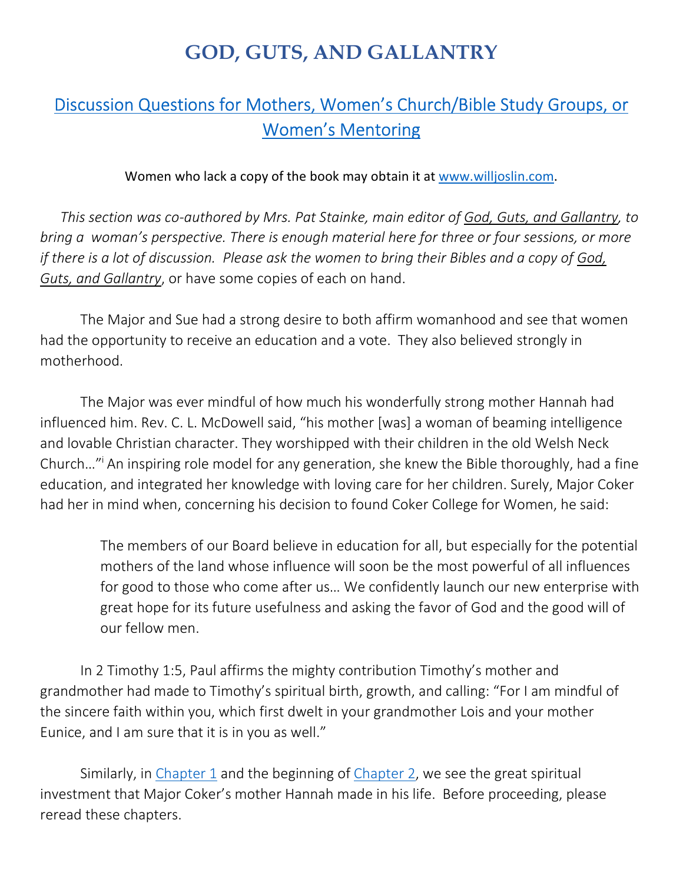# GOD, GUTS, AND GALLANTRY

## Discussion Questions for Mothers, Women's Church/Bible Study Groups, or Women's Mentoring

Women who lack a copy of the book may obtain it at www.willjoslin.com.

*This section was co-authored by Mrs. Pat Stainke, main editor of God, Guts, and Gallantry, to bring a woman's perspective. There is enough material here for three or four sessions, or more if there is a lot of discussion. Please ask the women to bring their Bibles and a copy of God, Guts, and Gallantry*, or have some copies of each on hand.

The Major and Sue had a strong desire to both affirm womanhood and see that women had the opportunity to receive an education and a vote. They also believed strongly in motherhood.

The Major was ever mindful of how much his wonderfully strong mother Hannah had influenced him. Rev. C. L. McDowell said, "his mother [was] a woman of beaming intelligence and lovable Christian character. They worshipped with their children in the old Welsh Neck Church…"[i] An inspiring role model for any generation, she knew the Bible thoroughly, had a fine education, and integrated her knowledge with loving care for her children. Surely, Major Coker had her in mind when, concerning his decision to found Coker College for Women, he said:

> The members of our Board believe in education for all, but especially for the potential mothers of the land whose influence will soon be the most powerful of all influences for good to those who come after us… We confidently launch our new enterprise with great hope for its future usefulness and asking the favor of God and the good will of our fellow men.

In 2 Timothy 1:5, Paul affirms the mighty contribution Timothy's mother and grandmother had made to Timothy's spiritual birth, growth, and calling: "For I am mindful of the sincere faith within you, which first dwelt in your grandmother Lois and your mother Eunice, and I am sure that it is in you as well."

Similarly, in Chapter 1 and the beginning of Chapter 2, we see the great spiritual investment that Major Coker's mother Hannah made in his life. Before proceeding, please reread these chapters.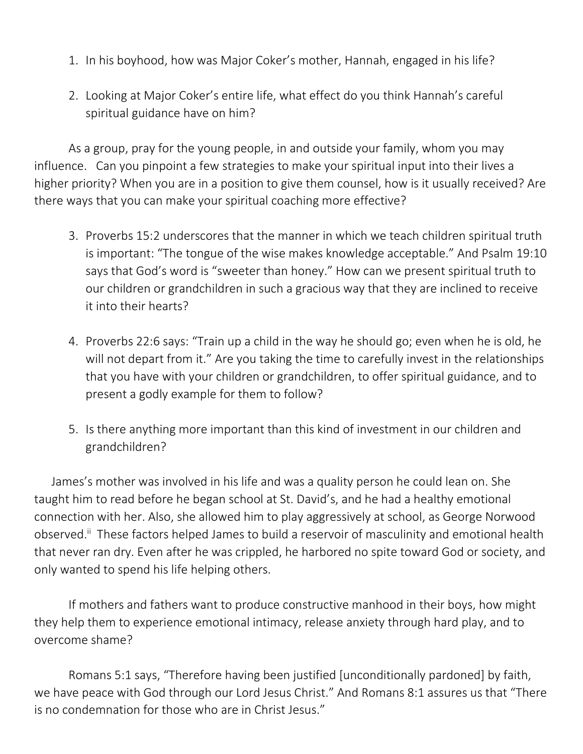1. In his boyhood, how was Major Coker's mother, Hannah, engaged in his life?

2. Looking at Major Coker's entire life, what effect do you think Hannah's careful spiritual guidance have on him?

As a group, pray for the young people, in and outside your family, whom you may influence. Can you pinpoint a few strategies to make your spiritual input into their lives a higher priority? When you are in a position to give them counsel, how is it usually received? Are there ways that you can make your spiritual coaching more effective?

3. Proverbs 15:2 underscores that the manner in which we teach children spiritual truth is important: "The tongue of the wise makes knowledge acceptable." And Psalm 19:10 says that God's word is "sweeter than honey." How can we present spiritual truth to our children or grandchildren in such a gracious way that they are inclined to receive it into their hearts?

4. Proverbs 22:6 says: "Train up a child in the way he should go; even when he is old, he will not depart from it." Are you taking the time to carefully invest in the relationships that you have with your children or grandchildren, to offer spiritual guidance, and to present a godly example for them to follow?

5. Is there anything more important than this kind of investment in our children and grandchildren?

James's mother was involved in his life and was a quality person he could lean on. She taught him to read before he began school at St. David's, and he had a healthy emotional connection with her. Also, she allowed him to play aggressively at school, as George Norwood observed.[ii] These factors helped James to build a reservoir of masculinity and emotional health that never ran dry. Even after he was crippled, he harbored no spite toward God or society, and only wanted to spend his life helping others.

If mothers and fathers want to produce constructive manhood in their boys, how might they help them to experience emotional intimacy, release anxiety through hard play, and to overcome shame?

Romans 5:1 says, "Therefore having been justified [unconditionally pardoned] by faith, we have peace with God through our Lord Jesus Christ." And Romans 8:1 assures us that "There is no condemnation for those who are in Christ Jesus."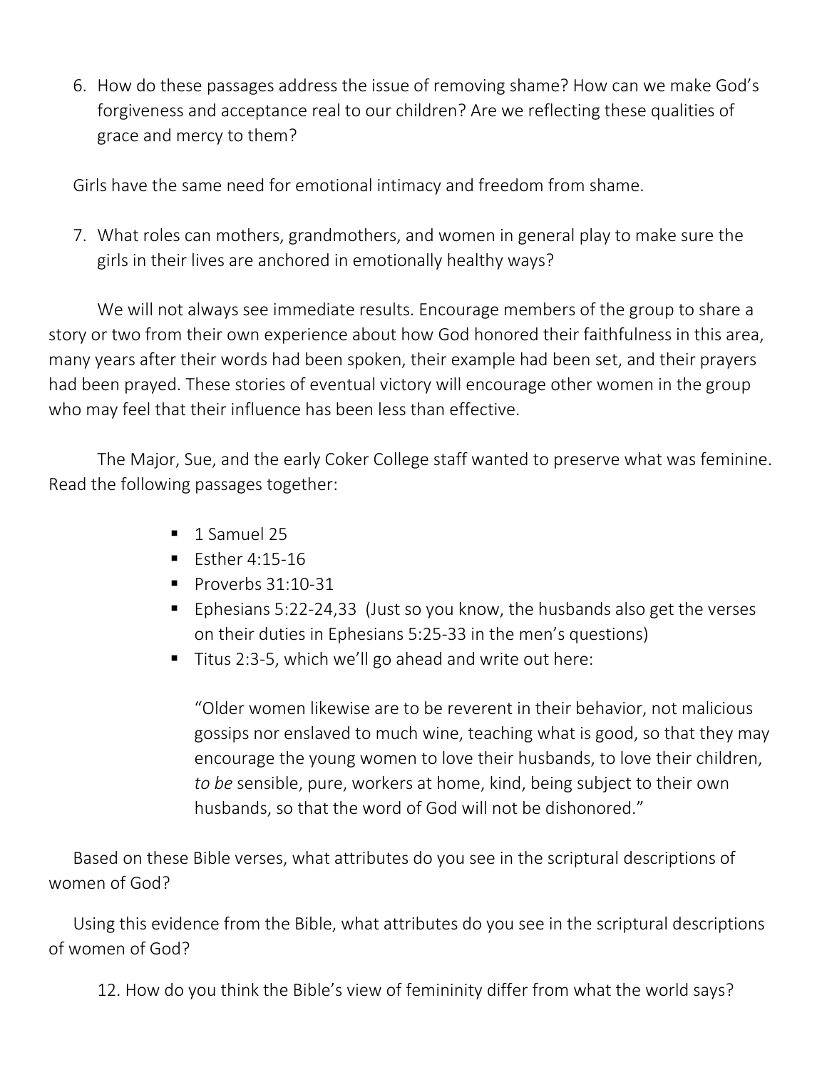6. How do these passages address the issue of removing shame? How can we make God's forgiveness and acceptance real to our children? Are we reflecting these qualities of grace and mercy to them?

Girls have the same need for emotional intimacy and freedom from shame.

7. What roles can mothers, grandmothers, and women in general play to make sure the girls in their lives are anchored in emotionally healthy ways?

We will not always see immediate results. Encourage members of the group to share a story or two from their own experience about how God honored their faithfulness in this area, many years after their words had been spoken, their example had been set, and their prayers had been prayed. These stories of eventual victory will encourage other women in the group who may feel that their influence has been less than effective.

The Major, Sue, and the early Coker College staff wanted to preserve what was feminine. Read the following passages together:

- 1 Samuel 25
- Esther 4:15-16
- Proverbs 31:10-31
- Ephesians 5:22-24,33 (Just so you know, the husbands also get the verses on their duties in Ephesians 5:25-33 in the men's questions)
- Titus 2:3-5, which we'll go ahead and write out here:

  "Older women likewise are to be reverent in their behavior, not malicious gossips nor enslaved to much wine, teaching what is good, so that they may encourage the young women to love their husbands, to love their children, *to be* sensible, pure, workers at home, kind, being subject to their own husbands, so that the word of God will not be dishonored."

Based on these Bible verses, what attributes do you see in the scriptural descriptions of women of God?

Using this evidence from the Bible, what attributes do you see in the scriptural descriptions of women of God?

12. How do you think the Bible's view of femininity differ from what the world says?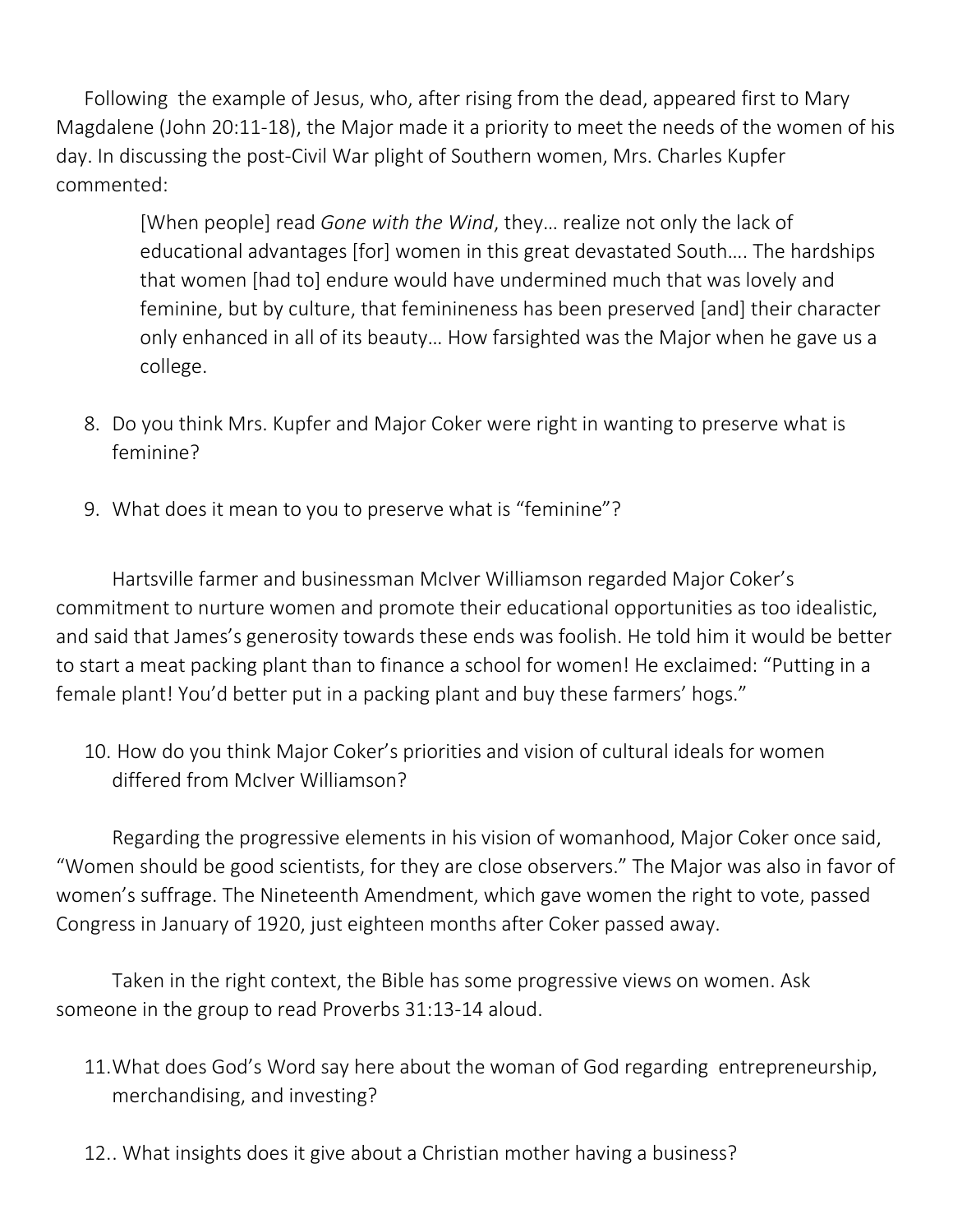Following the example of Jesus, who, after rising from the dead, appeared first to Mary Magdalene (John 20:11-18), the Major made it a priority to meet the needs of the women of his day. In discussing the post-Civil War plight of Southern women, Mrs. Charles Kupfer commented:

> [When people] read *Gone with the Wind*, they… realize not only the lack of educational advantages [for] women in this great devastated South…. The hardships that women [had to] endure would have undermined much that was lovely and feminine, but by culture, that feminineness has been preserved [and] their character only enhanced in all of its beauty… How farsighted was the Major when he gave us a college.

8. Do you think Mrs. Kupfer and Major Coker were right in wanting to preserve what is feminine?

9. What does it mean to you to preserve what is "feminine"?

Hartsville farmer and businessman McIver Williamson regarded Major Coker's commitment to nurture women and promote their educational opportunities as too idealistic, and said that James's generosity towards these ends was foolish. He told him it would be better to start a meat packing plant than to finance a school for women! He exclaimed: "Putting in a female plant! You'd better put in a packing plant and buy these farmers' hogs."

10. How do you think Major Coker's priorities and vision of cultural ideals for women differed from McIver Williamson?

Regarding the progressive elements in his vision of womanhood, Major Coker once said, "Women should be good scientists, for they are close observers." The Major was also in favor of women's suffrage. The Nineteenth Amendment, which gave women the right to vote, passed Congress in January of 1920, just eighteen months after Coker passed away.

Taken in the right context, the Bible has some progressive views on women. Ask someone in the group to read Proverbs 31:13-14 aloud.

11. What does God's Word say here about the woman of God regarding entrepreneurship, merchandising, and investing?

12.. What insights does it give about a Christian mother having a business?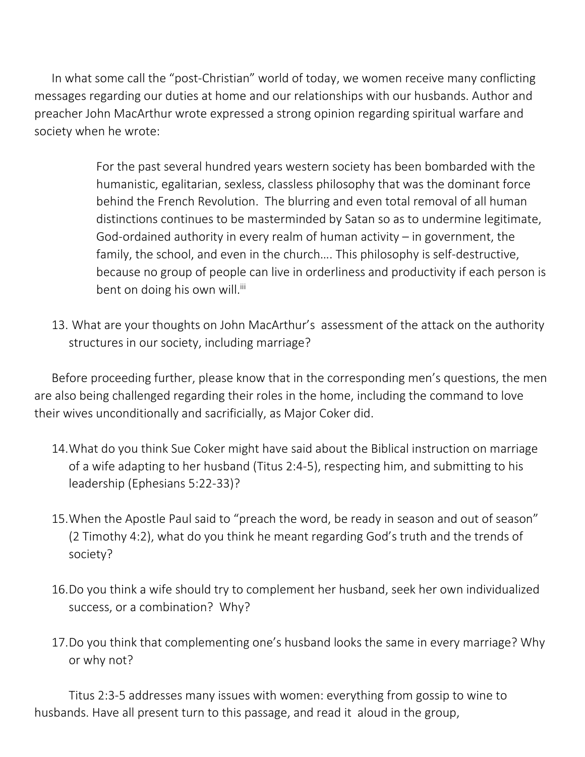In what some call the “post-Christian” world of today, we women receive many conflicting messages regarding our duties at home and our relationships with our husbands. Author and preacher John MacArthur wrote expressed a strong opinion regarding spiritual warfare and society when he wrote:

> For the past several hundred years western society has been bombarded with the humanistic, egalitarian, sexless, classless philosophy that was the dominant force behind the French Revolution. The blurring and even total removal of all human distinctions continues to be masterminded by Satan so as to undermine legitimate, God-ordained authority in every realm of human activity – in government, the family, the school, and even in the church…. This philosophy is self-destructive, because no group of people can live in orderliness and productivity if each person is bent on doing his own will.[iii]

13. What are your thoughts on John MacArthur’s assessment of the attack on the authority structures in our society, including marriage?

Before proceeding further, please know that in the corresponding men’s questions, the men are also being challenged regarding their roles in the home, including the command to love their wives unconditionally and sacrificially, as Major Coker did.

14. What do you think Sue Coker might have said about the Biblical instruction on marriage of a wife adapting to her husband (Titus 2:4-5), respecting him, and submitting to his leadership (Ephesians 5:22-33)?

15. When the Apostle Paul said to “preach the word, be ready in season and out of season” (2 Timothy 4:2), what do you think he meant regarding God’s truth and the trends of society?

16. Do you think a wife should try to complement her husband, seek her own individualized success, or a combination? Why?

17. Do you think that complementing one’s husband looks the same in every marriage? Why or why not?

Titus 2:3-5 addresses many issues with women: everything from gossip to wine to husbands. Have all present turn to this passage, and read it aloud in the group,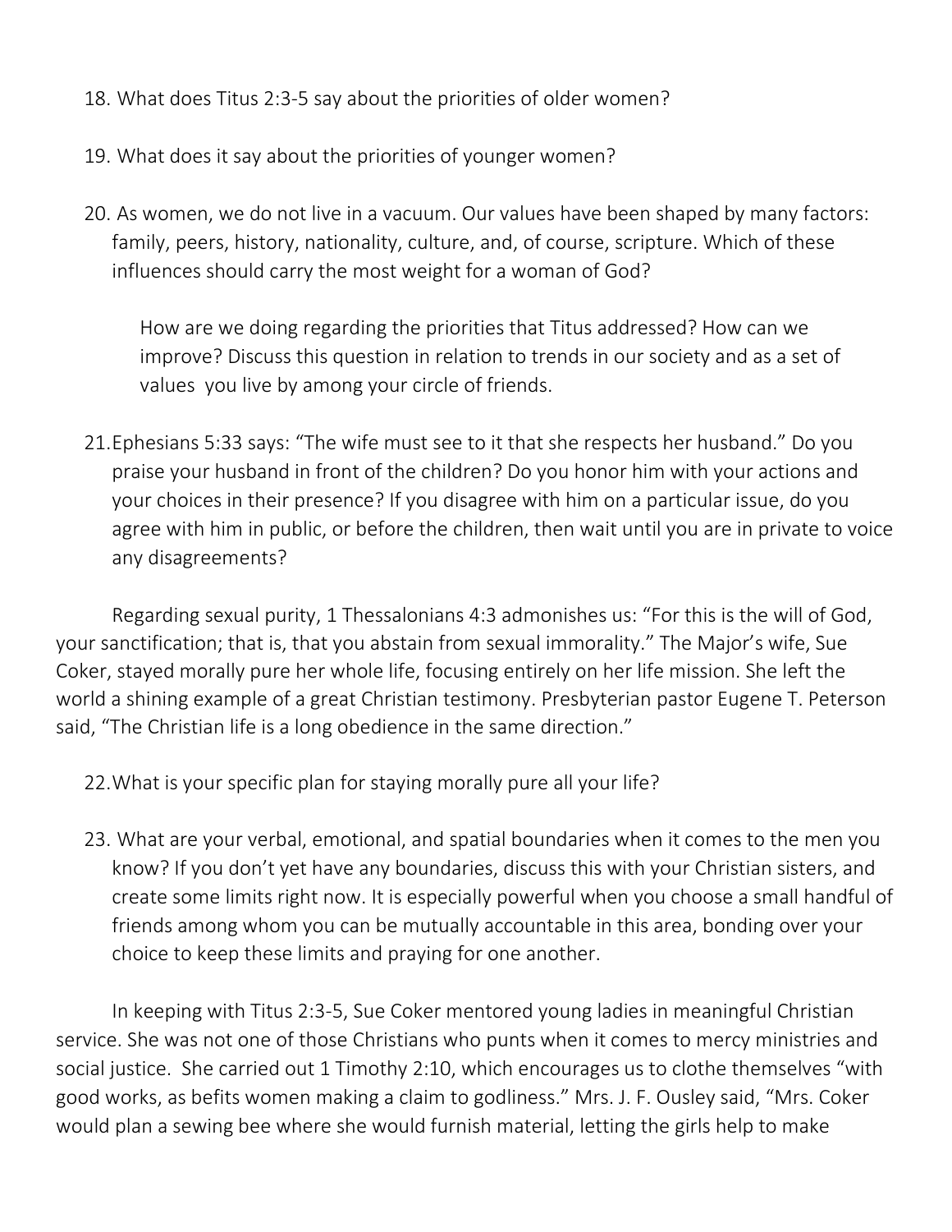18. What does Titus 2:3-5 say about the priorities of older women?

19. What does it say about the priorities of younger women?

20. As women, we do not live in a vacuum. Our values have been shaped by many factors: family, peers, history, nationality, culture, and, of course, scripture. Which of these influences should carry the most weight for a woman of God?

    How are we doing regarding the priorities that Titus addressed? How can we improve? Discuss this question in relation to trends in our society and as a set of values you live by among your circle of friends.

21. Ephesians 5:33 says: "The wife must see to it that she respects her husband." Do you praise your husband in front of the children? Do you honor him with your actions and your choices in their presence? If you disagree with him on a particular issue, do you agree with him in public, or before the children, then wait until you are in private to voice any disagreements?

Regarding sexual purity, 1 Thessalonians 4:3 admonishes us: "For this is the will of God, your sanctification; that is, that you abstain from sexual immorality." The Major's wife, Sue Coker, stayed morally pure her whole life, focusing entirely on her life mission. She left the world a shining example of a great Christian testimony. Presbyterian pastor Eugene T. Peterson said, "The Christian life is a long obedience in the same direction."

22. What is your specific plan for staying morally pure all your life?

23. What are your verbal, emotional, and spatial boundaries when it comes to the men you know? If you don't yet have any boundaries, discuss this with your Christian sisters, and create some limits right now. It is especially powerful when you choose a small handful of friends among whom you can be mutually accountable in this area, bonding over your choice to keep these limits and praying for one another.

In keeping with Titus 2:3-5, Sue Coker mentored young ladies in meaningful Christian service. She was not one of those Christians who punts when it comes to mercy ministries and social justice. She carried out 1 Timothy 2:10, which encourages us to clothe themselves "with good works, as befits women making a claim to godliness." Mrs. J. F. Ousley said, "Mrs. Coker would plan a sewing bee where she would furnish material, letting the girls help to make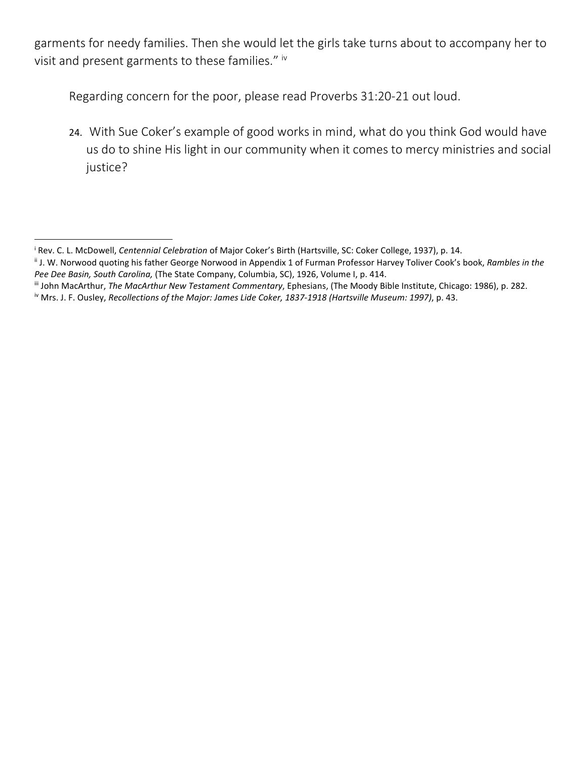garments for needy families. Then she would let the girls take turns about to accompany her to visit and present garments to these families." [iv]

Regarding concern for the poor, please read Proverbs 31:20-21 out loud.

24. With Sue Coker's example of good works in mind, what do you think God would have us do to shine His light in our community when it comes to mercy ministries and social justice?

---

[i] Rev. C. L. McDowell, *Centennial Celebration* of Major Coker's Birth (Hartsville, SC: Coker College, 1937), p. 14.

[ii] J. W. Norwood quoting his father George Norwood in Appendix 1 of Furman Professor Harvey Toliver Cook's book, *Rambles in the Pee Dee Basin, South Carolina,* (The State Company, Columbia, SC), 1926, Volume I, p. 414.

[iii] John MacArthur, *The MacArthur New Testament Commentary*, Ephesians, (The Moody Bible Institute, Chicago: 1986), p. 282.

[iv] Mrs. J. F. Ousley, *Recollections of the Major: James Lide Coker, 1837-1918 (Hartsville Museum: 1997)*, p. 43.